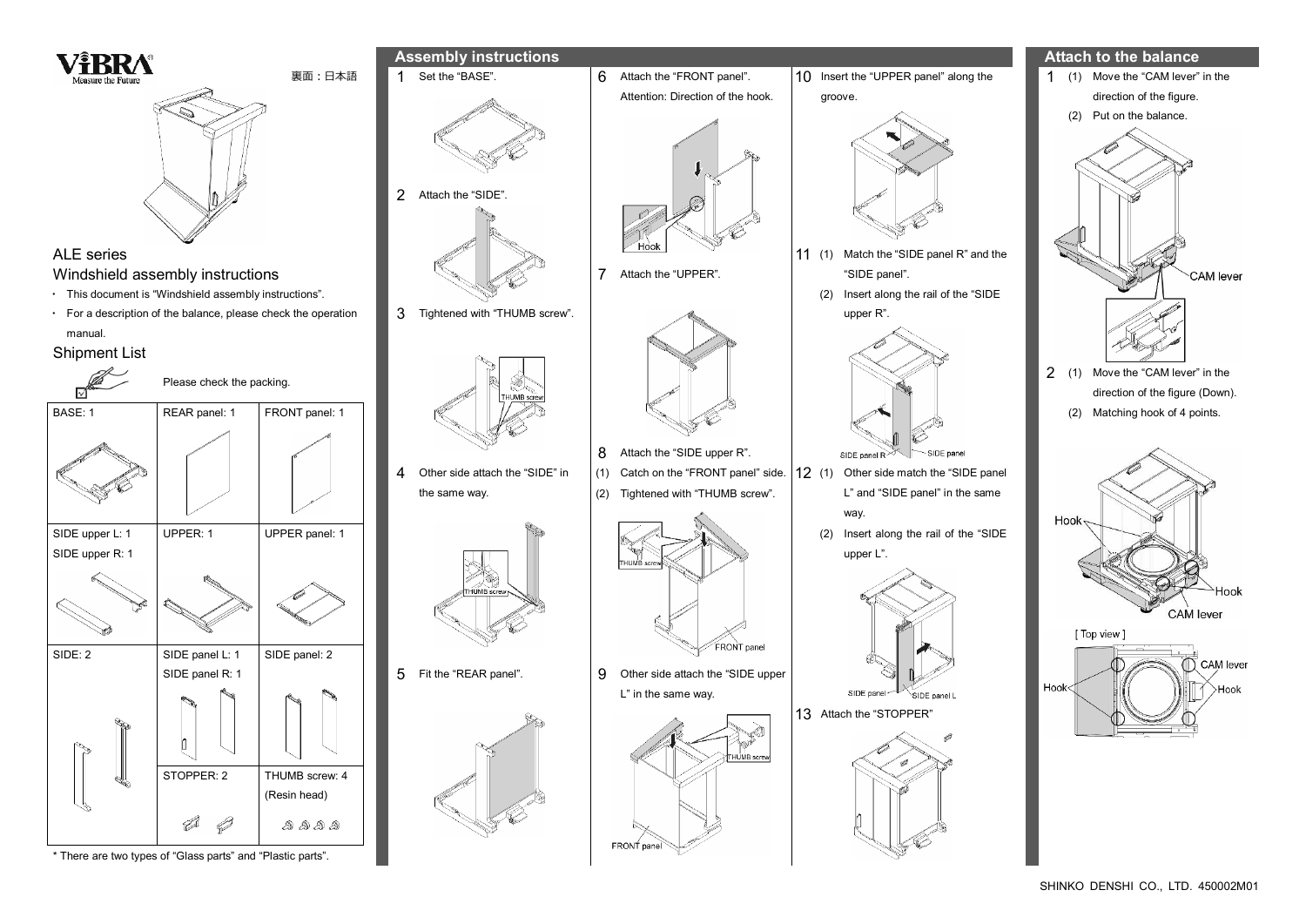ViBRA
Measure the Future

裏面：日本語

# ALE series

## Windshield assembly instructions

- This document is "Windshield assembly instructions".
- For a description of the balance, please check the operation manual.

## Shipment List

Please check the packing.

| BASE: 1 | REAR panel: 1 | FRONT panel: 1 |
|---|---|---|
| SIDE upper L: 1<br>SIDE upper R: 1 | UPPER: 1 | UPPER panel: 1 |
| SIDE: 2 | SIDE panel L: 1<br>SIDE panel R: 1 | SIDE panel: 2 |
| | STOPPER: 2 | THUMB screw: 4<br>(Resin head) |

* There are two types of "Glass parts" and "Plastic parts".

## Assembly instructions

1. Set the "BASE".
2. Attach the "SIDE".
3. Tightened with "THUMB screw".

   THUMB screw
4. Other side attach the "SIDE" in the same way.

   THUMB screw
5. Fit the "REAR panel".
6. Attach the "FRONT panel".
   Attention: Direction of the hook.

   Hook
7. Attach the "UPPER".
8. Attach the "SIDE upper R".
   (1) Catch on the "FRONT panel" side.
   (2) Tightened with "THUMB screw".

   THUMB screw, FRONT panel
9. Other side attach the "SIDE upper L" in the same way.

   THUMB screw, FRONT panel
10. Insert the "UPPER panel" along the groove.
11. (1) Match the "SIDE panel R" and the "SIDE panel".
    (2) Insert along the rail of the "SIDE upper R".

    SIDE panel R, SIDE panel
12. (1) Other side match the "SIDE panel L" and "SIDE panel" in the same way.
    (2) Insert along the rail of the "SIDE upper L".

    SIDE panel, SIDE panel L
13. Attach the "STOPPER"

## Attach to the balance

1. (1) Move the "CAM lever" in the direction of the figure.
   (2) Put on the balance.

   CAM lever
2. (1) Move the "CAM lever" in the direction of the figure (Down).
   (2) Matching hook of 4 points.

   Hook, Hook, CAM lever

   [ Top view ]

   Hook, CAM lever, Hook

SHINKO DENSHI CO., LTD. 450002M01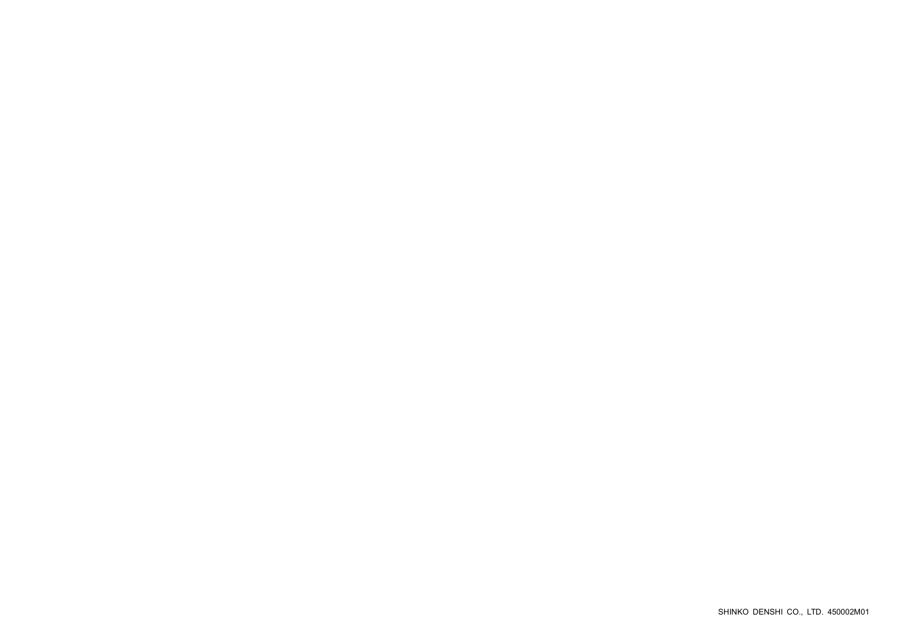SHINKO DENSHI CO., LTD. 450002M01